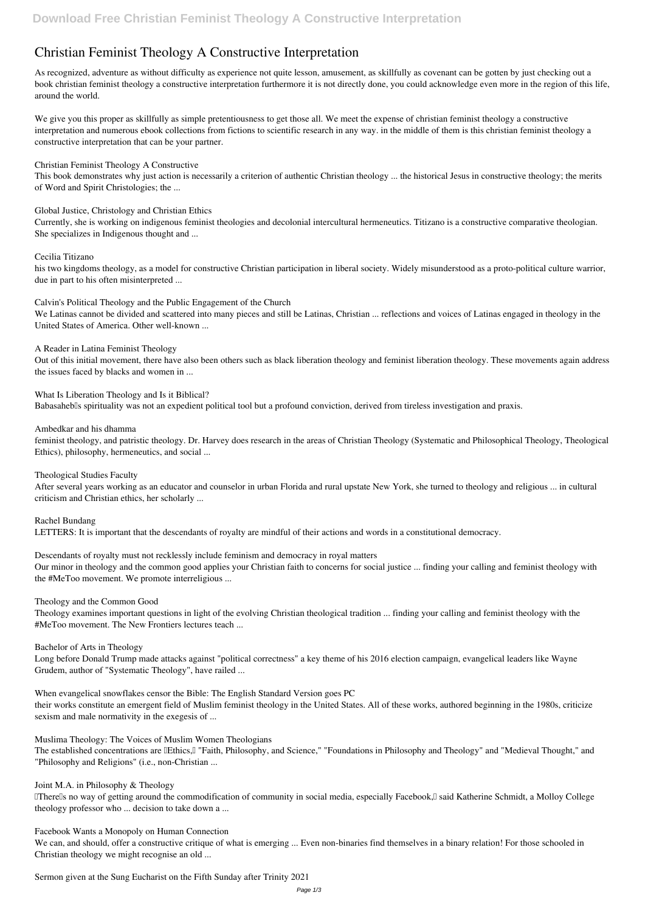# Christian Feminist Theology A Constructive Interpretation

As recognized, adventure as without difficulty as experience not quite lesson, amusement, as skillfully as covenant can be gotten by just checking out a book christian feminist theology a constructive interpretation furthermore it is not directly done, you could acknowledge even more in the region of this life, around the world.

We give you this proper as skillfully as simple pretentiousness to get those all. We meet the expense of christian feminist theology a constructive interpretation and numerous ebook collections from fictions to scientific research in any way. in the middle of them is this christian feminist theology a constructive interpretation that can be your partner.

**Christian Feminist Theology A Constructive**

This book demonstrates why just action is necessarily a criterion of authentic Christian theology ... the historical Jesus in constructive theology; the merits of Word and Spirit Christologies; the ...

**Global Justice, Christology and Christian Ethics**

Currently, she is working on indigenous feminist theologies and decolonial intercultural hermeneutics. Titizano is a constructive comparative theologian. She specializes in Indigenous thought and ...

**Cecilia Titizano**

his two kingdoms theology, as a model for constructive Christian participation in liberal society. Widely misunderstood as a proto-political culture warrior, due in part to his often misinterpreted ...

**Calvin's Political Theology and the Public Engagement of the Church**

We Latinas cannot be divided and scattered into many pieces and still be Latinas, Christian ... reflections and voices of Latinas engaged in theology in the United States of America. Other well-known ...

**A Reader in Latina Feminist Theology**

Out of this initial movement, there have also been others such as black liberation theology and feminist liberation theology. These movements again address the issues faced by blacks and women in ...

**What Is Liberation Theology and Is it Biblical?**

Babasaheb's spirituality was not an expedient political tool but a profound conviction, derived from tireless investigation and praxis.

**Ambedkar and his dhamma**

feminist theology, and patristic theology. Dr. Harvey does research in the areas of Christian Theology (Systematic and Philosophical Theology, Theological Ethics), philosophy, hermeneutics, and social ...

**Theological Studies Faculty**

After several years working as an educator and counselor in urban Florida and rural upstate New York, she turned to theology and religious ... in cultural criticism and Christian ethics, her scholarly ...

**Rachel Bundang**

LETTERS: It is important that the descendants of royalty are mindful of their actions and words in a constitutional democracy.

**Descendants of royalty must not recklessly include feminism and democracy in royal matters**

Our minor in theology and the common good applies your Christian faith to concerns for social justice ... finding your calling and feminist theology with the #MeToo movement. We promote interreligious ...

**Theology and the Common Good**

Theology examines important questions in light of the evolving Christian theological tradition ... finding your calling and feminist theology with the #MeToo movement. The New Frontiers lectures teach ...

**Bachelor of Arts in Theology**

Long before Donald Trump made attacks against "political correctness" a key theme of his 2016 election campaign, evangelical leaders like Wayne Grudem, author of "Systematic Theology", have railed ...

**When evangelical snowflakes censor the Bible: The English Standard Version goes PC**

their works constitute an emergent field of Muslim feminist theology in the United States. All of these works, authored beginning in the 1980s, criticize sexism and male normativity in the exegesis of ...

**Muslima Theology: The Voices of Muslim Women Theologians**

The established concentrations are "Ethics," "Faith, Philosophy, and Science," "Foundations in Philosophy and Theology" and "Medieval Thought," and "Philosophy and Religions" (i.e., non-Christian ...

**Joint M.A. in Philosophy & Theology**

"There's no way of getting around the commodification of community in social media, especially Facebook," said Katherine Schmidt, a Molloy College theology professor who ... decision to take down a ...

**Facebook Wants a Monopoly on Human Connection**

We can, and should, offer a constructive critique of what is emerging ... Even non-binaries find themselves in a binary relation! For those schooled in Christian theology we might recognise an old ...

**Sermon given at the Sung Eucharist on the Fifth Sunday after Trinity 2021**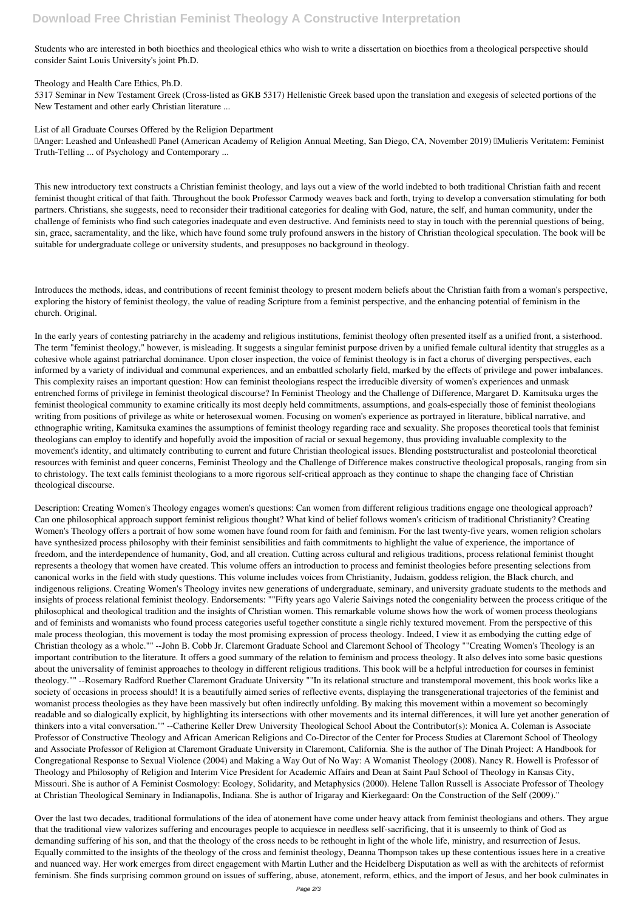Students who are interested in both bioethics and theological ethics who wish to write a dissertation on bioethics from a theological perspective should consider Saint Louis University's joint Ph.D.

Theology and Health Care Ethics, Ph.D.
5317 Seminar in New Testament Greek (Cross-listed as GKB 5317) Hellenistic Greek based upon the translation and exegesis of selected portions of the New Testament and other early Christian literature ...

List of all Graduate Courses Offered by the Religion Department
"Anger: Leashed and Unleashed" Panel (American Academy of Religion Annual Meeting, San Diego, CA, November 2019) "Mulieris Veritatem: Feminist Truth-Telling ... of Psychology and Contemporary ...

This new introductory text constructs a Christian feminist theology, and lays out a view of the world indebted to both traditional Christian faith and recent feminist thought critical of that faith. Throughout the book Professor Carmody weaves back and forth, trying to develop a conversation stimulating for both partners. Christians, she suggests, need to reconsider their traditional categories for dealing with God, nature, the self, and human community, under the challenge of feminists who find such categories inadequate and even destructive. And feminists need to stay in touch with the perennial questions of being, sin, grace, sacramentality, and the like, which have found some truly profound answers in the history of Christian theological speculation. The book will be suitable for undergraduate college or university students, and presupposes no background in theology.

Introduces the methods, ideas, and contributions of recent feminist theology to present modern beliefs about the Christian faith from a woman's perspective, exploring the history of feminist theology, the value of reading Scripture from a feminist perspective, and the enhancing potential of feminism in the church. Original.

In the early years of contesting patriarchy in the academy and religious institutions, feminist theology often presented itself as a unified front, a sisterhood. The term "feminist theology," however, is misleading. It suggests a singular feminist purpose driven by a unified female cultural identity that struggles as a cohesive whole against patriarchal dominance. Upon closer inspection, the voice of feminist theology is in fact a chorus of diverging perspectives, each informed by a variety of individual and communal experiences, and an embattled scholarly field, marked by the effects of privilege and power imbalances. This complexity raises an important question: How can feminist theologians respect the irreducible diversity of women's experiences and unmask entrenched forms of privilege in feminist theological discourse? In Feminist Theology and the Challenge of Difference, Margaret D. Kamitsuka urges the feminist theological community to examine critically its most deeply held commitments, assumptions, and goals-especially those of feminist theologians writing from positions of privilege as white or heterosexual women. Focusing on women's experience as portrayed in literature, biblical narrative, and ethnographic writing, Kamitsuka examines the assumptions of feminist theology regarding race and sexuality. She proposes theoretical tools that feminist theologians can employ to identify and hopefully avoid the imposition of racial or sexual hegemony, thus providing invaluable complexity to the movement's identity, and ultimately contributing to current and future Christian theological issues. Blending poststructuralist and postcolonial theoretical resources with feminist and queer concerns, Feminist Theology and the Challenge of Difference makes constructive theological proposals, ranging from sin to christology. The text calls feminist theologians to a more rigorous self-critical approach as they continue to shape the changing face of Christian theological discourse.

Description: Creating Women's Theology engages women's questions: Can women from different religious traditions engage one theological approach? Can one philosophical approach support feminist religious thought? What kind of belief follows women's criticism of traditional Christianity? Creating Women's Theology offers a portrait of how some women have found room for faith and feminism. For the last twenty-five years, women religion scholars have synthesized process philosophy with their feminist sensibilities and faith commitments to highlight the value of experience, the importance of freedom, and the interdependence of humanity, God, and all creation. Cutting across cultural and religious traditions, process relational feminist thought represents a theology that women have created. This volume offers an introduction to process and feminist theologies before presenting selections from canonical works in the field with study questions. This volume includes voices from Christianity, Judaism, goddess religion, the Black church, and indigenous religions. Creating Women's Theology invites new generations of undergraduate, seminary, and university graduate students to the methods and insights of process relational feminist theology. Endorsements: ""Fifty years ago Valerie Saivings noted the congeniality between the process critique of the philosophical and theological tradition and the insights of Christian women. This remarkable volume shows how the work of women process theologians and of feminists and womanists who found process categories useful together constitute a single richly textured movement. From the perspective of this male process theologian, this movement is today the most promising expression of process theology. Indeed, I view it as embodying the cutting edge of Christian theology as a whole."" --John B. Cobb Jr. Claremont Graduate School and Claremont School of Theology ""Creating Women's Theology is an important contribution to the literature. It offers a good summary of the relation to feminism and process theology. It also delves into some basic questions about the universality of feminist approaches to theology in different religious traditions. This book will be a helpful introduction for courses in feminist theology."" --Rosemary Radford Ruether Claremont Graduate University ""In its relational structure and transtemporal movement, this book works like a society of occasions in process should! It is a beautifully aimed series of reflective events, displaying the transgenerational trajectories of the feminist and womanist process theologies as they have been massively but often indirectly unfolding. By making this movement within a movement so becomingly readable and so dialogically explicit, by highlighting its intersections with other movements and its internal differences, it will lure yet another generation of thinkers into a vital conversation."" --Catherine Keller Drew University Theological School About the Contributor(s): Monica A. Coleman is Associate Professor of Constructive Theology and African American Religions and Co-Director of the Center for Process Studies at Claremont School of Theology and Associate Professor of Religion at Claremont Graduate University in Claremont, California. She is the author of The Dinah Project: A Handbook for Congregational Response to Sexual Violence (2004) and Making a Way Out of No Way: A Womanist Theology (2008). Nancy R. Howell is Professor of Theology and Philosophy of Religion and Interim Vice President for Academic Affairs and Dean at Saint Paul School of Theology in Kansas City, Missouri. She is author of A Feminist Cosmology: Ecology, Solidarity, and Metaphysics (2000). Helene Tallon Russell is Associate Professor of Theology at Christian Theological Seminary in Indianapolis, Indiana. She is author of Irigaray and Kierkegaard: On the Construction of the Self (2009)."

Over the last two decades, traditional formulations of the idea of atonement have come under heavy attack from feminist theologians and others. They argue that the traditional view valorizes suffering and encourages people to acquiesce in needless self-sacrificing, that it is unseemly to think of God as demanding suffering of his son, and that the theology of the cross needs to be rethought in light of the whole life, ministry, and resurrection of Jesus. Equally committed to the insights of the theology of the cross and feminist theology, Deanna Thompson takes up these contentious issues here in a creative and nuanced way. Her work emerges from direct engagement with Martin Luther and the Heidelberg Disputation as well as with the architects of reformist feminism. She finds surprising common ground on issues of suffering, abuse, atonement, reform, ethics, and the import of Jesus, and her book culminates in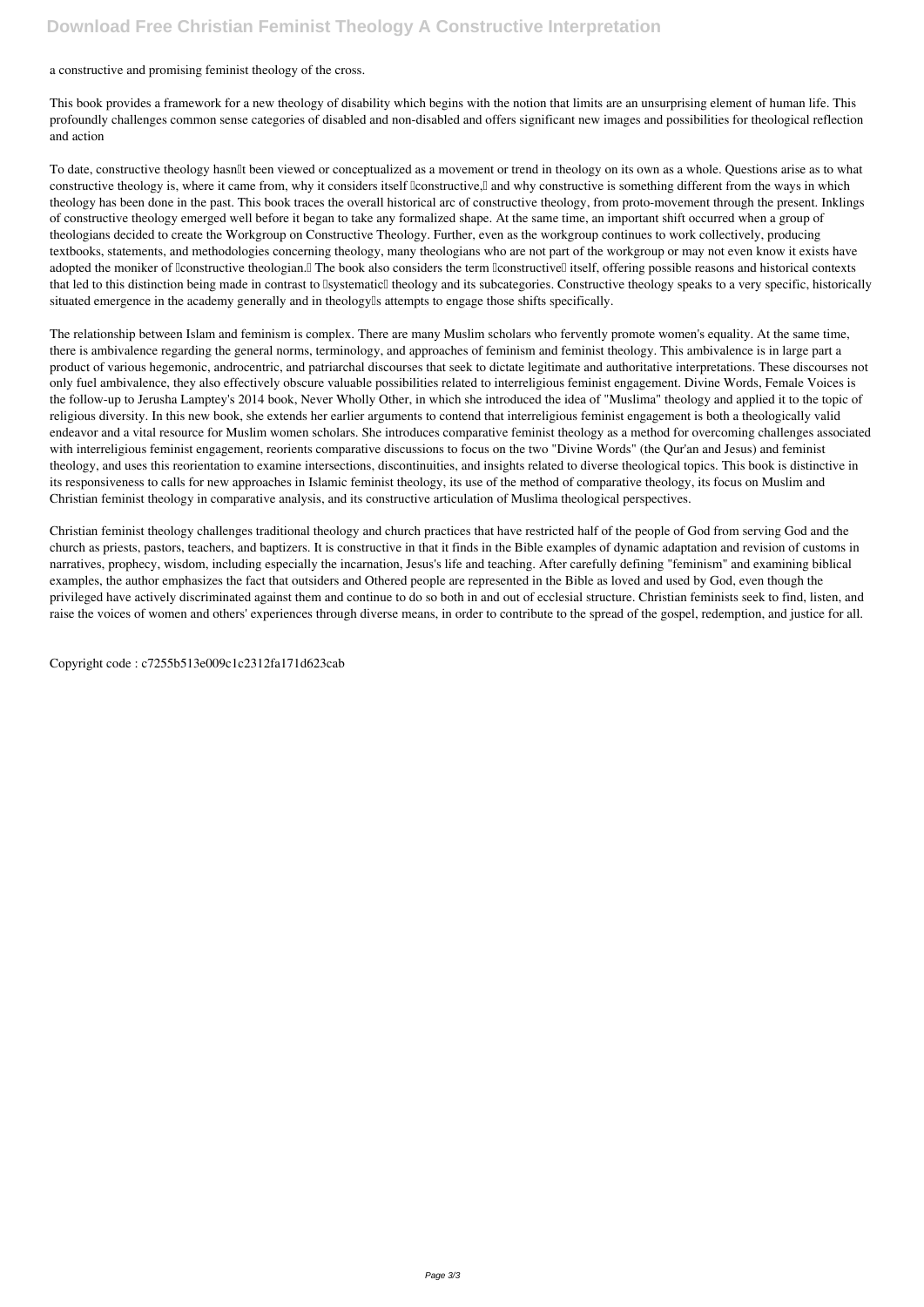a constructive and promising feminist theology of the cross.

This book provides a framework for a new theology of disability which begins with the notion that limits are an unsurprising element of human life. This profoundly challenges common sense categories of disabled and non-disabled and offers significant new images and possibilities for theological reflection and action

To date, constructive theology hasn't been viewed or conceptualized as a movement or trend in theology on its own as a whole. Questions arise as to what constructive theology is, where it came from, why it considers itself "constructive," and why constructive is something different from the ways in which theology has been done in the past. This book traces the overall historical arc of constructive theology, from proto-movement through the present. Inklings of constructive theology emerged well before it began to take any formalized shape. At the same time, an important shift occurred when a group of theologians decided to create the Workgroup on Constructive Theology. Further, even as the workgroup continues to work collectively, producing textbooks, statements, and methodologies concerning theology, many theologians who are not part of the workgroup or may not even know it exists have adopted the moniker of "constructive theologian." The book also considers the term "constructive" itself, offering possible reasons and historical contexts that led to this distinction being made in contrast to "systematic" theology and its subcategories. Constructive theology speaks to a very specific, historically situated emergence in the academy generally and in theology's attempts to engage those shifts specifically.

The relationship between Islam and feminism is complex. There are many Muslim scholars who fervently promote women's equality. At the same time, there is ambivalence regarding the general norms, terminology, and approaches of feminism and feminist theology. This ambivalence is in large part a product of various hegemonic, androcentric, and patriarchal discourses that seek to dictate legitimate and authoritative interpretations. These discourses not only fuel ambivalence, they also effectively obscure valuable possibilities related to interreligious feminist engagement. Divine Words, Female Voices is the follow-up to Jerusha Lamptey's 2014 book, Never Wholly Other, in which she introduced the idea of "Muslima" theology and applied it to the topic of religious diversity. In this new book, she extends her earlier arguments to contend that interreligious feminist engagement is both a theologically valid endeavor and a vital resource for Muslim women scholars. She introduces comparative feminist theology as a method for overcoming challenges associated with interreligious feminist engagement, reorients comparative discussions to focus on the two "Divine Words" (the Qur'an and Jesus) and feminist theology, and uses this reorientation to examine intersections, discontinuities, and insights related to diverse theological topics. This book is distinctive in its responsiveness to calls for new approaches in Islamic feminist theology, its use of the method of comparative theology, its focus on Muslim and Christian feminist theology in comparative analysis, and its constructive articulation of Muslima theological perspectives.

Christian feminist theology challenges traditional theology and church practices that have restricted half of the people of God from serving God and the church as priests, pastors, teachers, and baptizers. It is constructive in that it finds in the Bible examples of dynamic adaptation and revision of customs in narratives, prophecy, wisdom, including especially the incarnation, Jesus's life and teaching. After carefully defining "feminism" and examining biblical examples, the author emphasizes the fact that outsiders and Othered people are represented in the Bible as loved and used by God, even though the privileged have actively discriminated against them and continue to do so both in and out of ecclesial structure. Christian feminists seek to find, listen, and raise the voices of women and others' experiences through diverse means, in order to contribute to the spread of the gospel, redemption, and justice for all.

Copyright code : c7255b513e009c1c2312fa171d623cab